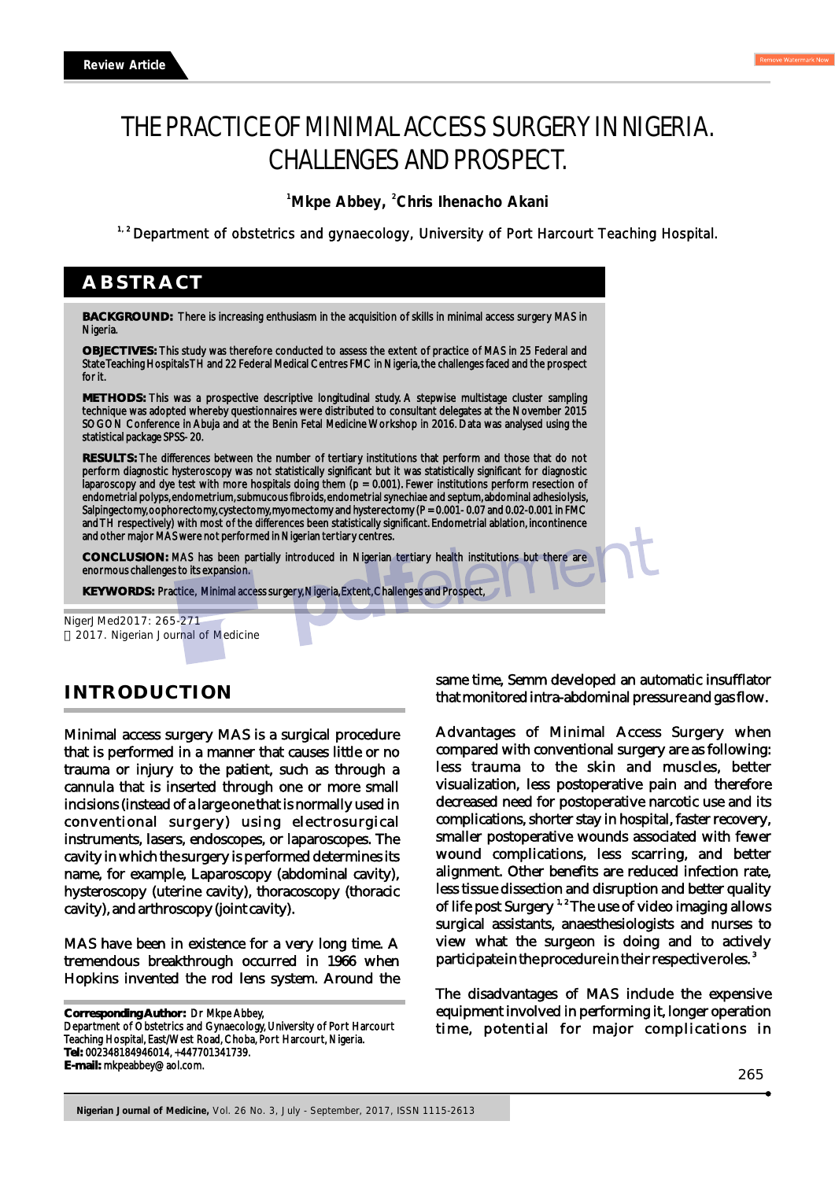Review Article

# THE PRACTICE OF MINIMAL ACCESS SURGERY IN NIGERIA. CHALLENGES AND PROSPECT.

[1]Mkpe Abbey, [2]Chris Ihenacho Akani

[1,2] Department of obstetrics and gynaecology, University of Port Harcourt Teaching Hospital.

## ABSTRACT

**BACKGROUND:** There is increasing enthusiasm in the acquisition of skills in minimal access surgery MAS in Nigeria.

**OBJECTIVES:** This study was therefore conducted to assess the extent of practice of MAS in 25 Federal and State Teaching Hospitals TH and 22 Federal Medical Centres FMC in Nigeria, the challenges faced and the prospect for it.

**METHODS:** This was a prospective descriptive longitudinal study. A stepwise multistage cluster sampling technique was adopted whereby questionnaires were distributed to consultant delegates at the November 2015 SOGON Conference in Abuja and at the Benin Fetal Medicine Workshop in 2016. Data was analysed using the statistical package SPSS- 20.

**RESULTS:** The differences between the number of tertiary institutions that perform and those that do not perform diagnostic hysteroscopy was not statistically significant but it was statistically significant for diagnostic laparoscopy and dye test with more hospitals doing them (p = 0.001). Fewer institutions perform resection of endometrial polyps, endometrium, submucous fibroids, endometrial synechiae and septum, abdominal adhesiolysis, Salpingectomy, oophorectomy, cystectomy, myomectomy and hysterectomy (P = 0.001- 0.07 and 0.02-0.001 in FMC and TH respectively) with most of the differences been statistically significant. Endometrial ablation, incontinence and other major MAS were not performed in Nigerian tertiary centres.

**CONCLUSION:** MAS has been partially introduced in Nigerian tertiary health institutions but there are enormous challenges to its expansion.

**KEYWORDS:** Practice, Minimal access surgery, Nigeria, Extent, Challenges and Prospect,

NigerJMed2017: 265-271
2017. Nigerian Journal of Medicine

## INTRODUCTION

Minimal access surgery MAS is a surgical procedure that is performed in a manner that causes little or no trauma or injury to the patient, such as through a cannula that is inserted through one or more small incisions (instead of a large one that is normally used in conventional surgery) using electrosurgical instruments, lasers, endoscopes, or laparoscopes. The cavity in which the surgery is performed determines its name, for example, Laparoscopy (abdominal cavity), hysteroscopy (uterine cavity), thoracoscopy (thoracic cavity), and arthroscopy (joint cavity).

MAS have been in existence for a very long time. A tremendous breakthrough occurred in 1966 when Hopkins invented the rod lens system. Around the same time, Semm developed an automatic insufflator that monitored intra-abdominal pressure and gas flow.

Advantages of Minimal Access Surgery when compared with conventional surgery are as following: less trauma to the skin and muscles, better visualization, less postoperative pain and therefore decreased need for postoperative narcotic use and its complications, shorter stay in hospital, faster recovery, smaller postoperative wounds associated with fewer wound complications, less scarring, and better alignment. Other benefits are reduced infection rate, less tissue dissection and disruption and better quality of life post Surgery [1,2] The use of video imaging allows surgical assistants, anaesthesiologists and nurses to view what the surgeon is doing and to actively participate in the procedure in their respective roles.[3]

The disadvantages of MAS include the expensive equipment involved in performing it, longer operation time, potential for major complications in

**Corresponding Author:** Dr Mkpe Abbey,
Department of Obstetrics and Gynaecology, University of Port Harcourt Teaching Hospital, East/West Road, Choba, Port Harcourt, Nigeria.
**Tel:** 002348184946014, +447701341739.
**E-mail:** mkpeabbey@aol.com.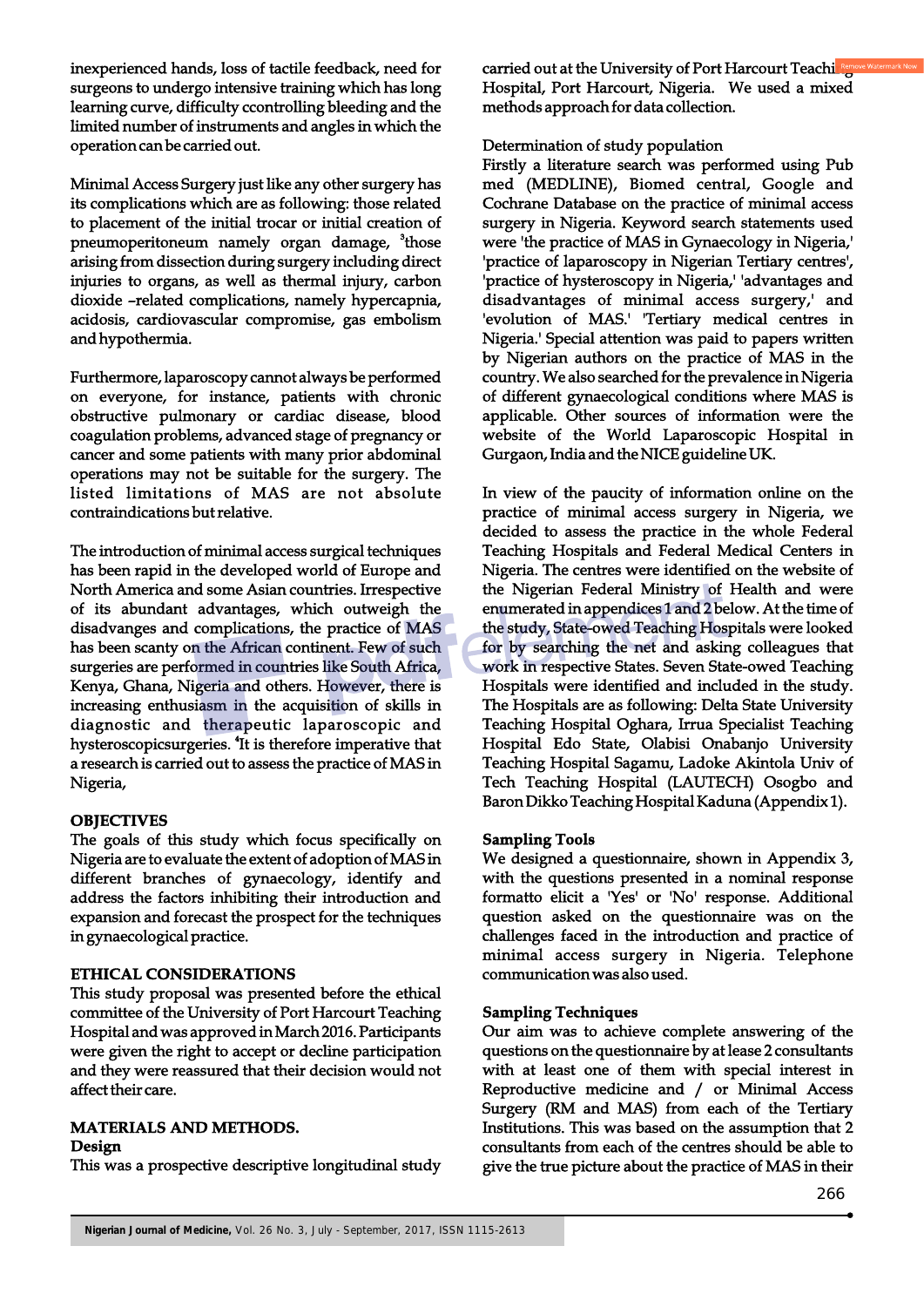inexperienced hands, loss of tactile feedback, need for surgeons to undergo intensive training which has long learning curve, difficulty ccontrolling bleeding and the limited number of instruments and angles in which the operation can be carried out.

Minimal Access Surgery just like any other surgery has its complications which are as following: those related to placement of the initial trocar or initial creation of pneumoperitoneum namely organ damage, [3]those arising from dissection during surgery including direct injuries to organs, as well as thermal injury, carbon dioxide –related complications, namely hypercapnia, acidosis, cardiovascular compromise, gas embolism and hypothermia.

Furthermore, laparoscopy cannot always be performed on everyone, for instance, patients with chronic obstructive pulmonary or cardiac disease, blood coagulation problems, advanced stage of pregnancy or cancer and some patients with many prior abdominal operations may not be suitable for the surgery. The listed limitations of MAS are not absolute contraindications but relative.

The introduction of minimal access surgical techniques has been rapid in the developed world of Europe and North America and some Asian countries. Irrespective of its abundant advantages, which outweigh the disadvanges and complications, the practice of MAS has been scanty on the African continent. Few of such surgeries are performed in countries like South Africa, Kenya, Ghana, Nigeria and others. However, there is increasing enthusiasm in the acquisition of skills in diagnostic and therapeutic laparoscopic and hysteroscopicsurgeries. [4]It is therefore imperative that a research is carried out to assess the practice of MAS in Nigeria,

## OBJECTIVES

The goals of this study which focus specifically on Nigeria are to evaluate the extent of adoption of MAS in different branches of gynaecology, identify and address the factors inhibiting their introduction and expansion and forecast the prospect for the techniques in gynaecological practice.

## ETHICAL CONSIDERATIONS

This study proposal was presented before the ethical committee of the University of Port Harcourt Teaching Hospital and was approved in March 2016. Participants were given the right to accept or decline participation and they were reassured that their decision would not affect their care.

## MATERIALS AND METHODS.

### Design

This was a prospective descriptive longitudinal study carried out at the University of Port Harcourt Teaching Hospital, Port Harcourt, Nigeria. We used a mixed methods approach for data collection.

Determination of study population

Firstly a literature search was performed using Pub med (MEDLINE), Biomed central, Google and Cochrane Database on the practice of minimal access surgery in Nigeria. Keyword search statements used were 'the practice of MAS in Gynaecology in Nigeria,' 'practice of laparoscopy in Nigerian Tertiary centres', 'practice of hysteroscopy in Nigeria,' 'advantages and disadvantages of minimal access surgery,' and 'evolution of MAS.' 'Tertiary medical centres in Nigeria.' Special attention was paid to papers written by Nigerian authors on the practice of MAS in the country. We also searched for the prevalence in Nigeria of different gynaecological conditions where MAS is applicable. Other sources of information were the website of the World Laparoscopic Hospital in Gurgaon, India and the NICE guideline UK.

In view of the paucity of information online on the practice of minimal access surgery in Nigeria, we decided to assess the practice in the whole Federal Teaching Hospitals and Federal Medical Centers in Nigeria. The centres were identified on the website of the Nigerian Federal Ministry of Health and were enumerated in appendices 1 and 2 below. At the time of the study, State-owed Teaching Hospitals were looked for by searching the net and asking colleagues that work in respective States. Seven State-owed Teaching Hospitals were identified and included in the study. The Hospitals are as following: Delta State University Teaching Hospital Oghara, Irrua Specialist Teaching Hospital Edo State, Olabisi Onabanjo University Teaching Hospital Sagamu, Ladoke Akintola Univ of Tech Teaching Hospital (LAUTECH) Osogbo and Baron Dikko Teaching Hospital Kaduna (Appendix 1).

### Sampling Tools

We designed a questionnaire, shown in Appendix 3, with the questions presented in a nominal response formatto elicit a 'Yes' or 'No' response. Additional question asked on the questionnaire was on the challenges faced in the introduction and practice of minimal access surgery in Nigeria. Telephone communication was also used.

### Sampling Techniques

Our aim was to achieve complete answering of the questions on the questionnaire by at lease 2 consultants with at least one of them with special interest in Reproductive medicine and / or Minimal Access Surgery (RM and MAS) from each of the Tertiary Institutions. This was based on the assumption that 2 consultants from each of the centres should be able to give the true picture about the practice of MAS in their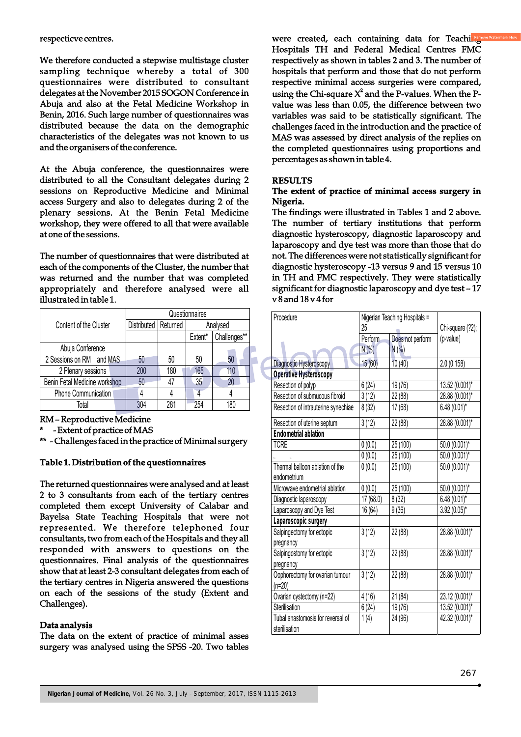respecticve centres.

We therefore conducted a stepwise multistage cluster sampling technique whereby a total of 300 questionnaires were distributed to consultant delegates at the November 2015 SOGON Conference in Abuja and also at the Fetal Medicine Workshop in Benin, 2016. Such large number of questionnaires was distributed because the data on the demographic characteristics of the delegates was not known to us and the organisers of the conference.

At the Abuja conference, the questionnaires were distributed to all the Consultant delegates during 2 sessions on Reproductive Medicine and Minimal access Surgery and also to delegates during 2 of the plenary sessions. At the Benin Fetal Medicine workshop, they were offered to all that were available at one of the sessions.

The number of questionnaires that were distributed at each of the components of the Cluster, the number that was returned and the number that was completed appropriately and therefore analysed were all illustrated in table 1.

| Content of the Cluster | Questionnaires | | | |
|---|---|---|---|---|
| | Distributed | Returned | Analysed | |
| | | | Extent* | Challenges** |
| Abuja Conference | | | | |
| 2 Sessions on RM and MAS | 50 | 50 | 50 | 50 |
| 2 Plenary sessions | 200 | 180 | 165 | 110 |
| Benin Fetal Medicine workshop | 50 | 47 | 35 | 20 |
| Phone Communication | 4 | 4 | 4 | 4 |
| Total | 304 | 281 | 254 | 180 |

RM – Reproductive Medicine
* - Extent of practice of MAS
** - Challenges faced in the practice of Minimal surgery

**Table 1. Distribution of the questionnaires**

The returned questionnaires were analysed and at least 2 to 3 consultants from each of the tertiary centres completed them except University of Calabar and Bayelsa State Teaching Hospitals that were not represented. We therefore telephoned four consultants, two from each of the Hospitals and they all responded with answers to questions on the questionnaires. Final analysis of the questionnaires show that at least 2-3 consultant delegates from each of the tertiary centres in Nigeria answered the questions on each of the sessions of the study (Extent and Challenges).

**Data analysis**
The data on the extent of practice of minimal asses surgery was analysed using the SPSS -20. Two tables were created, each containing data for Teaching Hospitals TH and Federal Medical Centres FMC respectively as shown in tables 2 and 3. The number of hospitals that perform and those that do not perform respective minimal access surgeries were compared, using the Chi-square $X^2$ and the P-values. When the P-value was less than 0.05, the difference between two variables was said to be statistically significant. The challenges faced in the introduction and the practice of MAS was assessed by direct analysis of the replies on the completed questionnaires using proportions and percentages as shown in table 4.

## RESULTS

**The extent of practice of minimal access surgery in Nigeria.**
The findings were illustrated in Tables 1 and 2 above. The number of tertiary institutions that perform diagnostic hysteroscopy, diagnostic laparoscopy and laparoscopy and dye test was more than those that do not. The differences were not statistically significant for diagnostic hysteroscopy -13 versus 9 and 15 versus 10 in TH and FMC respectively. They were statistically significant for diagnostic laparoscopy and dye test – 17 v 8 and 18 v 4 for

| Procedure | Nigerian Teaching Hospitals = 25 | | Chi-square (?2); (p-value) |
|---|---|---|---|
| | Perform N (%) | Does not perform N (%) | |
| Diagnostic Hysteroscopy | 15 (60) | 10 (40) | 2.0 (0.158) |
| **Operative Hysteroscopy** | | | |
| Resection of polyp | 6 (24) | 19 (76) | 13.52 (0.001)* |
| Resection of submucous fibroid | 3 (12) | 22 (88) | 28.88 (0.001)* |
| Resection of intrauterine synechiae | 8 (32) | 17 (68) | 6.48 (0.01)* |
| Resection of uterine septum | 3 (12) | 22 (88) | 28.88 (0.001)* |
| **Endometrial ablation** | | | |
| TCRE | 0 (0.0) | 25 (100) | 50.0 (0.001)* |
| .. .. | 0 (0.0) | 25 (100) | 50.0 (0.001)* |
| Thermal balloon ablation of the endometrium | 0 (0.0) | 25 (100) | 50.0 (0.001)* |
| Microwave endometrial ablation | 0 (0.0) | 25 (100) | 50.0 (0.001)* |
| Diagnostic laparoscopy | 17 (68.0) | 8 (32) | 6.48 (0.01)* |
| Laparoscopy and Dye Test | 16 (64) | 9 (36) | 3.92 (0.05)* |
| **Laparoscopic surgery** | | | |
| Salpingectomy for ectopic pregnancy | 3 (12) | 22 (88) | 28.88 (0.001)* |
| Salpingostomy for ectopic pregnancy | 3 (12) | 22 (88) | 28.88 (0.001)* |
| Oophorectomy for ovarian tumour (n=20) | 3 (12) | 22 (88) | 28.88 (0.001)* |
| Ovarian cystectomy (n=22) | 4 (16) | 21 (84) | 23.12 (0.001)* |
| Sterilisation | 6 (24) | 19 (76) | 13.52 (0.001)* |
| Tubal anastomosis for reversal of sterilisation | 1 (4) | 24 (96) | 42.32 (0.001)* |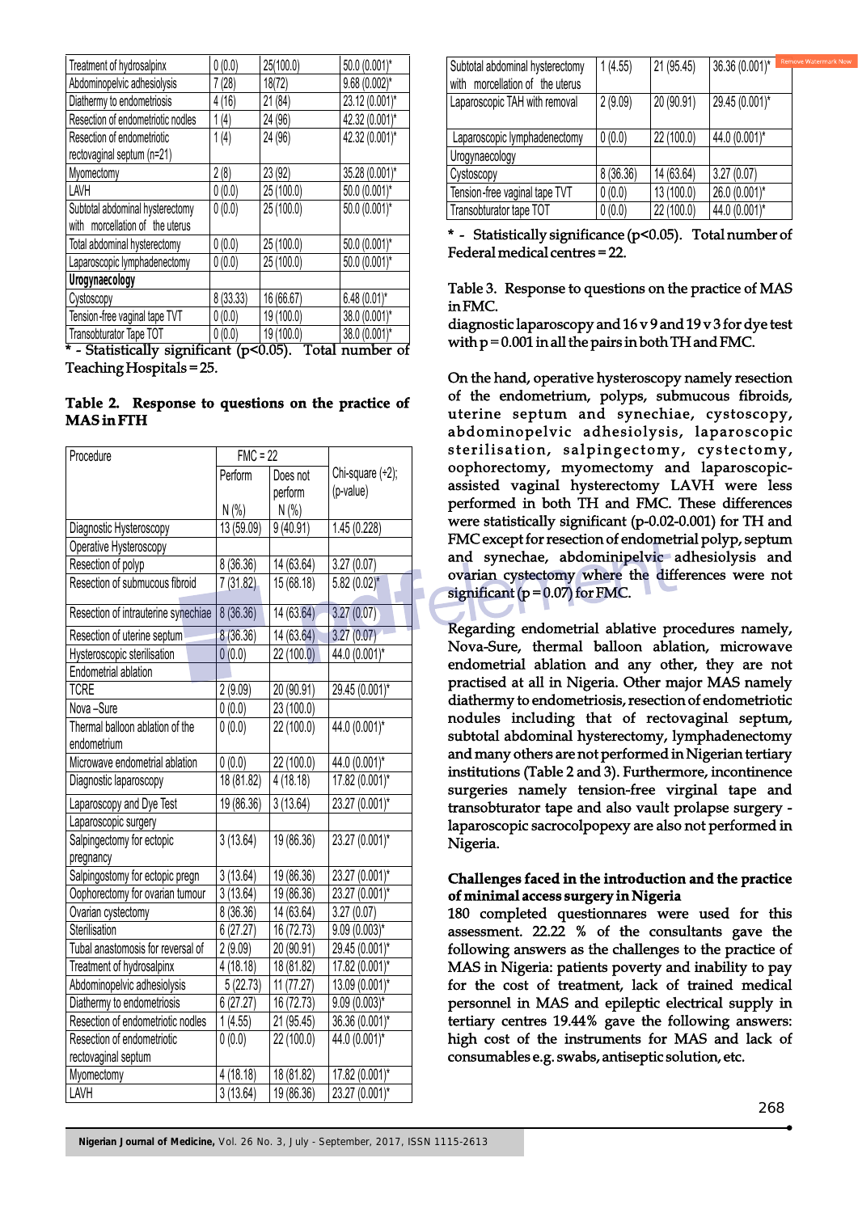| Treatment of hydrosalpinx | 0 (0.0) | 25(100.0) | 50.0 (0.001)* |
|---|---|---|---|
| Abdominopelvic adhesiolysis | 7 (28) | 18(72) | 9.68 (0.002)* |
| Diathermy to endometriosis | 4 (16) | 21 (84) | 23.12 (0.001)* |
| Resection of endometriotic nodles | 1 (4) | 24 (96) | 42.32 (0.001)* |
| Resection of endometriotic rectovaginal septum (n=21) | 1 (4) | 24 (96) | 42.32 (0.001)* |
| Myomectomy | 2 (8) | 23 (92) | 35.28 (0.001)* |
| LAVH | 0 (0.0) | 25 (100.0) | 50.0 (0.001)* |
| Subtotal abdominal hysterectomy with morcellation of the uterus | 0 (0.0) | 25 (100.0) | 50.0 (0.001)* |
| Total abdominal hysterectomy | 0 (0.0) | 25 (100.0) | 50.0 (0.001)* |
| Laparoscopic lymphadenectomy | 0 (0.0) | 25 (100.0) | 50.0 (0.001)* |
| **Urogynaecology** | | | |
| Cystoscopy | 8 (33.33) | 16 (66.67) | 6.48 (0.01)* |
| Tension-free vaginal tape TVT | 0 (0.0) | 19 (100.0) | 38.0 (0.001)* |
| Transobturator Tape TOT | 0 (0.0) | 19 (100.0) | 38.0 (0.001)* |

\* - Statistically significant (p<0.05). Total number of Teaching Hospitals = 25.

**Table 2. Response to questions on the practice of MAS in FTH**

| Procedure | FMC = 22 | | Chi-square (÷2); (p-value) |
|---|---|---|---|
| | Perform N (%) | Does not perform N (%) | |
| Diagnostic Hysteroscopy | 13 (59.09) | 9 (40.91) | 1.45 (0.228) |
| Operative Hysteroscopy | | | |
| Resection of polyp | 8 (36.36) | 14 (63.64) | 3.27 (0.07) |
| Resection of submucous fibroid | 7 (31.82) | 15 (68.18) | 5.82 (0.02)* |
| Resection of intrauterine synechiae | 8 (36.36) | 14 (63.64) | 3.27 (0.07) |
| Resection of uterine septum | 8 (36.36) | 14 (63.64) | 3.27 (0.07) |
| Hysteroscopic sterilisation | 0 (0.0) | 22 (100.0) | 44.0 (0.001)* |
| Endometrial ablation | | | |
| TCRE | 2 (9.09) | 20 (90.91) | 29.45 (0.001)* |
| Nova –Sure | 0 (0.0) | 23 (100.0) | |
| Thermal balloon ablation of the endometrium | 0 (0.0) | 22 (100.0) | 44.0 (0.001)* |
| Microwave endometrial ablation | 0 (0.0) | 22 (100.0) | 44.0 (0.001)* |
| Diagnostic laparoscopy | 18 (81.82) | 4 (18.18) | 17.82 (0.001)* |
| Laparoscopy and Dye Test | 19 (86.36) | 3 (13.64) | 23.27 (0.001)* |
| Laparoscopic surgery | | | |
| Salpingectomy for ectopic pregnancy | 3 (13.64) | 19 (86.36) | 23.27 (0.001)* |
| Salpingostomy for ectopic pregn | 3 (13.64) | 19 (86.36) | 23.27 (0.001)* |
| Oophorectomy for ovarian tumour | 3 (13.64) | 19 (86.36) | 23.27 (0.001)* |
| Ovarian cystectomy | 8 (36.36) | 14 (63.64) | 3.27 (0.07) |
| Sterilisation | 6 (27.27) | 16 (72.73) | 9.09 (0.003)* |
| Tubal anastomosis for reversal of | 2 (9.09) | 20 (90.91) | 29.45 (0.001)* |
| Treatment of hydrosalpinx | 4 (18.18) | 18 (81.82) | 17.82 (0.001)* |
| Abdominopelvic adhesiolysis | 5 (22.73) | 11 (77.27) | 13.09 (0.001)* |
| Diathermy to endometriosis | 6 (27.27) | 16 (72.73) | 9.09 (0.003)* |
| Resection of endometriotic nodles | 1 (4.55) | 21 (95.45) | 36.36 (0.001)* |
| Resection of endometriotic rectovaginal septum | 0 (0.0) | 22 (100.0) | 44.0 (0.001)* |
| Myomectomy | 4 (18.18) | 18 (81.82) | 17.82 (0.001)* |
| LAVH | 3 (13.64) | 19 (86.36) | 23.27 (0.001)* |
| Subtotal abdominal hysterectomy with morcellation of the uterus | 1 (4.55) | 21 (95.45) | 36.36 (0.001)* |
| Laparoscopic TAH with removal | 2 (9.09) | 20 (90.91) | 29.45 (0.001)* |
| Laparoscopic lymphadenectomy | 0 (0.0) | 22 (100.0) | 44.0 (0.001)* |
| Urogynaecology | | | |
| Cystoscopy | 8 (36.36) | 14 (63.64) | 3.27 (0.07) |
| Tension-free vaginal tape TVT | 0 (0.0) | 13 (100.0) | 26.0 (0.001)* |
| Transobturator tape TOT | 0 (0.0) | 22 (100.0) | 44.0 (0.001)* |

\* - Statistically significance (p<0.05). Total number of Federal medical centres = 22.

Table 3. Response to questions on the practice of MAS in FMC.

diagnostic laparoscopy and 16 v 9 and 19 v 3 for dye test with p = 0.001 in all the pairs in both TH and FMC.

On the hand, operative hysteroscopy namely resection of the endometrium, polyps, submucous fibroids, uterine septum and synechiae, cystoscopy, abdominopelvic adhesiolysis, laparoscopic sterilisation, salpingectomy, cystectomy, oophorectomy, myomectomy and laparoscopic-assisted vaginal hysterectomy LAVH were less performed in both TH and FMC. These differences were statistically significant (p-0.02-0.001) for TH and FMC except for resection of endometrial polyp, septum and synechae, abdominipelvic adhesiolysis and ovarian cystectomy where the differences were not significant (p = 0.07) for FMC.

Regarding endometrial ablative procedures namely, Nova-Sure, thermal balloon ablation, microwave endometrial ablation and any other, they are not practised at all in Nigeria. Other major MAS namely diathermy to endometriosis, resection of endometriotic nodules including that of rectovagnal septum, subtotal abdominal hysterectomy, lymphadenectomy and many others are not performed in Nigerian tertiary institutions (Table 2 and 3). Furthermore, incontinence surgeries namely tension-free virginal tape and transobturator tape and also vault prolapse surgery - laparoscopic sacrocolpopexy are also not performed in Nigeria.

**Challenges faced in the introduction and the practice of minimal access surgery in Nigeria**

180 completed questionnares were used for this assessment. 22.22 % of the consultants gave the following answers as the challenges to the practice of MAS in Nigeria: patients poverty and inability to pay for the cost of treatment, lack of trained medical personnel in MAS and epileptic electrical supply in tertiary centres 19.44% gave the following answers: high cost of the instruments for MAS and lack of consumables e.g. swabs, antiseptic solution, etc.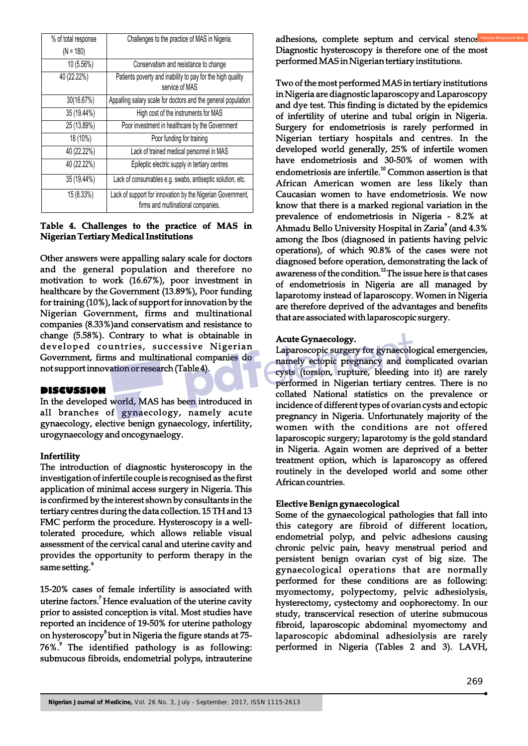| % of total response (N = 180) | Challenges to the practice of MAS in Nigeria. |
|---|---|
| 10 (5.56%) | Conservatism and resistance to change |
| 40 (22.22%) | Patients poverty and inability to pay for the high quality service of MAS |
| 30(16.67%) | Appalling salary scale for doctors and the general population |
| 35 (19.44%) | High cost of the instruments for MAS |
| 25 (13.89%) | Poor investment in healthcare by the Government |
| 18 (10%) | Poor funding for training |
| 40 (22.22%) | Lack of trained medical personnel in MAS |
| 40 (22.22%) | Epileptic electric supply in tertiary centres |
| 35 (19.44%) | Lack of consumables e.g. swabs, antiseptic solution, etc. |
| 15 (8.33%) | Lack of support for innovation by the Nigerian Government, firms and multinational companies. |

**Table 4. Challenges to the practice of MAS in Nigerian Tertiary Medical Institutions**

Other answers were appalling salary scale for doctors and the general population and therefore no motivation to work (16.67%), poor investment in healthcare by the Government (13.89%), Poor funding for training (10%), lack of support for innovation by the Nigerian Government, firms and multinational companies (8.33%)and conservatism and resistance to change (5.58%). Contrary to what is obtainable in developed countries, successive Nigerian Government, firms and multinational companies do not support innovation or research (Table 4).

## DISCUSSION

In the developed world, MAS has been introduced in all branches of gynaecology, namely acute gynaecology, elective benign gynaecology, infertility, urogynaecology and oncogynaelogy.

### Infertility

The introduction of diagnostic hysteroscopy in the investigation of infertile couple is recognised as the first application of minimal access surgery in Nigeria. This is confirmed by the interest shown by consultants in the tertiary centres during the data collection. 15 TH and 13 FMC perform the procedure. Hysteroscopy is a well-tolerated procedure, which allows reliable visual assessment of the cervical canal and uterine cavity and provides the opportunity to perform therapy in the same setting.[6]

15-20% cases of female infertility is associated with uterine factors.[7] Hence evaluation of the uterine cavity prior to assisted conception is vital. Most studies have reported an incidence of 19-50% for uterine pathology on hysteroscopy[8] but in Nigeria the figure stands at 75-76%.[9] The identified pathology is as following: submucous fibroids, endometrial polyps, intrauterine adhesions, complete septum and cervical stenosis. Diagnostic hysteroscopy is therefore one of the most performed MAS in Nigerian tertiary institutions.

Two of the most performed MAS in tertiary institutions in Nigeria are diagnostic laparoscopy and Laparoscopy and dye test. This finding is dictated by the epidemics of infertility of uterine and tubal origin in Nigeria. Surgery for endometriosis is rarely performed in Nigerian tertiary hospitals and centres. In the developed world generally, 25% of infertile women have endometriosis and 30-50% of women with endometriosis are infertile.[10] Common assertion is that African American women are less likely than Caucasian women to have endometriosis. We now know that there is a marked regional variation in the prevalence of endometriosis in Nigeria - 8.2% at Ahmadu Bello University Hospital in Zaria[9] (and 4.3% among the Ibos (diagnosed in patients having pelvic operations), of which 90.8% of the cases were not diagnosed before operation, demonstrating the lack of awareness of the condition.[12] The issue here is that cases of endometriosis in Nigeria are all managed by laparotomy instead of laparoscopy. Women in Nigeria are therefore deprived of the advantages and benefits that are associated with laparoscopic surgery.

### Acute Gynaecology.

Laparoscopic surgery for gynaecological emergencies, namely ectopic pregnancy and complicated ovarian cysts (torsion, rupture, bleeding into it) are rarely performed in Nigerian tertiary centres. There is no collated National statistics on the prevalence or incidence of different types of ovarian cysts and ectopic pregnancy in Nigeria. Unfortunately majority of the women with the conditions are not offered laparoscopic surgery; laparotomy is the gold standard in Nigeria. Again women are deprived of a better treatment option, which is laparoscopy as offered routinely in the developed world and some other African countries.

### Elective Benign gynaecological

Some of the gynaecological pathologies that fall into this category are fibroid of different location, endometrial polyp, and pelvic adhesions causing chronic pelvic pain, heavy menstrual period and persistent benign ovarian cyst of big size. The gynaecological operations that are normally performed for these conditions are as following: myomectomy, polypectomy, pelvic adhesiolysis, hysterectomy, cystectomy and oophorectomy. In our study, transcervical resection of uterine submucous fibroid, laparoscopic abdominal myomectomy and laparoscopic abdominal adhesiolysis are rarely performed in Nigeria (Tables 2 and 3). LAVH,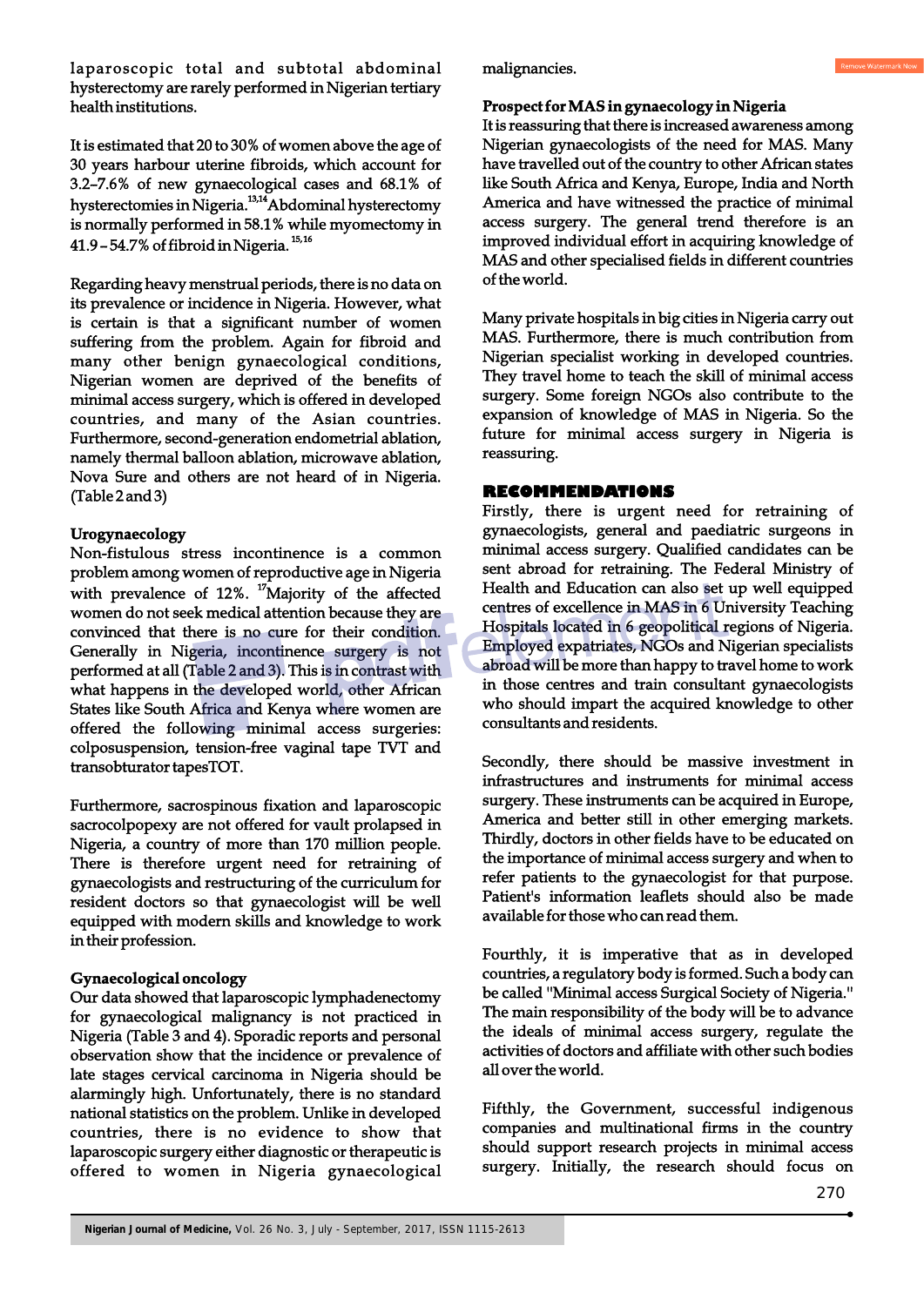laparoscopic total and subtotal abdominal hysterectomy are rarely performed in Nigerian tertiary health institutions.

It is estimated that 20 to 30% of women above the age of 30 years harbour uterine fibroids, which account for 3.2–7.6% of new gynaecological cases and 68.1% of hysterectomies in Nigeria.[13,14] Abdominal hysterectomy is normally performed in 58.1% while myomectomy in 41.9 – 54.7% of fibroid in Nigeria.[15,16]

Regarding heavy menstrual periods, there is no data on its prevalence or incidence in Nigeria. However, what is certain is that a significant number of women suffering from the problem. Again for fibroid and many other benign gynaecological conditions, Nigerian women are deprived of the benefits of minimal access surgery, which is offered in developed countries, and many of the Asian countries. Furthermore, second-generation endometrial ablation, namely thermal balloon ablation, microwave ablation, Nova Sure and others are not heard of in Nigeria. (Table 2 and 3)

**Urogynaecology**

Non-fistulous stress incontinence is a common problem among women of reproductive age in Nigeria with prevalence of 12%.[17] Majority of the affected women do not seek medical attention because they are convinced that there is no cure for their condition. Generally in Nigeria, incontinence surgery is not performed at all (Table 2 and 3). This is in contrast with what happens in the developed world, other African States like South Africa and Kenya where women are offered the following minimal access surgeries: colposuspension, tension-free vaginal tape TVT and transobturator tapesTOT.

Furthermore, sacrospinous fixation and laparoscopic sacrocolpopexy are not offered for vault prolapsed in Nigeria, a country of more than 170 million people. There is therefore urgent need for retraining of gynaecologists and restructuring of the curriculum for resident doctors so that gynaecologist will be well equipped with modern skills and knowledge to work in their profession.

**Gynaecological oncology**

Our data showed that laparoscopic lymphadenectomy for gynaecological malignancy is not practiced in Nigeria (Table 3 and 4). Sporadic reports and personal observation show that the incidence or prevalence of late stages cervical carcinoma in Nigeria should be alarmingly high. Unfortunately, there is no standard national statistics on the problem. Unlike in developed countries, there is no evidence to show that laparoscopic surgery either diagnostic or therapeutic is offered to women in Nigeria gynaecological malignancies.

**Prospect for MAS in gynaecology in Nigeria**

It is reassuring that there is increased awareness among Nigerian gynaecologists of the need for MAS. Many have travelled out of the country to other African states like South Africa and Kenya, Europe, India and North America and have witnessed the practice of minimal access surgery. The general trend therefore is an improved individual effort in acquiring knowledge of MAS and other specialised fields in different countries of the world.

Many private hospitals in big cities in Nigeria carry out MAS. Furthermore, there is much contribution from Nigerian specialist working in developed countries. They travel home to teach the skill of minimal access surgery. Some foreign NGOs also contribute to the expansion of knowledge of MAS in Nigeria. So the future for minimal access surgery in Nigeria is reassuring.

## RECOMMENDATIONS

Firstly, there is urgent need for retraining of gynaecologists, general and paediatric surgeons in minimal access surgery. Qualified candidates can be sent abroad for retraining. The Federal Ministry of Health and Education can also set up well equipped centres of excellence in MAS in 6 University Teaching Hospitals located in 6 geopolitical regions of Nigeria. Employed expatriates, NGOs and Nigerian specialists abroad will be more than happy to travel home to work in those centres and train consultant gynaecologists who should impart the acquired knowledge to other consultants and residents.

Secondly, there should be massive investment in infrastructures and instruments for minimal access surgery. These instruments can be acquired in Europe, America and better still in other emerging markets. Thirdly, doctors in other fields have to be educated on the importance of minimal access surgery and when to refer patients to the gynaecologist for that purpose. Patient's information leaflets should also be made available for those who can read them.

Fourthly, it is imperative that as in developed countries, a regulatory body is formed. Such a body can be called "Minimal access Surgical Society of Nigeria." The main responsibility of the body will be to advance the ideals of minimal access surgery, regulate the activities of doctors and affiliate with other such bodies all over the world.

Fifthly, the Government, successful indigenous companies and multinational firms in the country should support research projects in minimal access surgery. Initially, the research should focus on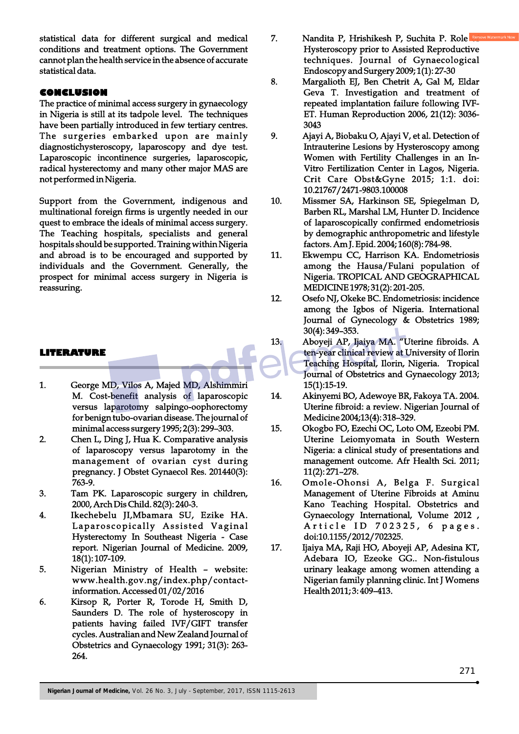statistical data for different surgical and medical conditions and treatment options. The Government cannot plan the health service in the absence of accurate statistical data.

## CONCLUSION

The practice of minimal access surgery in gynaecology in Nigeria is still at its tadpole level. The techniques have been partially introduced in few tertiary centres. The surgeries embarked upon are mainly diagnostichysteroscopy, laparoscopy and dye test. Laparoscopic incontinence surgeries, laparoscopic, radical hysterectomy and many other major MAS are not performed in Nigeria.

Support from the Government, indigenous and multinational foreign firms is urgently needed in our quest to embrace the ideals of minimal access surgery. The Teaching hospitals, specialists and general hospitals should be supported. Training within Nigeria and abroad is to be encouraged and supported by individuals and the Government. Generally, the prospect for minimal access surgery in Nigeria is reassuring.

## LITERATURE

1. George MD, Vilos A, Majed MD, Alshimmiri M. Cost-benefit analysis of laparoscopic versus laparotomy salpingo-oophorectomy for benign tubo-ovarian disease. The journal of minimal access surgery 1995; 2(3): 299–303.
2. Chen L, Ding J, Hua K. Comparative analysis of laparoscopy versus laparotomy in the management of ovarian cyst during pregnancy. J Obstet Gynaecol Res. 201440(3): 763-9.
3. Tam PK. Laparoscopic surgery in children, 2000, Arch Dis Child. 82(3): 240-3.
4. Ikechebelu JI,Mbamara SU, Ezike HA. Laparoscopically Assisted Vaginal Hysterectomy In Southeast Nigeria - Case report. Nigerian Journal of Medicine. 2009, 18(1): 107-109.
5. Nigerian Ministry of Health – website: www.health.gov.ng/index.php/contact-information. Accessed 01/02/2016
6. Kirsop R, Porter R, Torode H, Smith D, Saunders D. The role of hysteroscopy in patients having failed IVF/GIFT transfer cycles. Australian and New Zealand Journal of Obstetrics and Gynaecology 1991; 31(3): 263-264.
7. Nandita P, Hrishikesh P, Suchita P. Role of Hysteroscopy prior to Assisted Reproductive techniques. Journal of Gynaecological Endoscopy and Surgery 2009; 1(1): 27-30
8. Margalioth EJ, Ben Chetrit A, Gal M, Eldar Geva T. Investigation and treatment of repeated implantation failure following IVF-ET. Human Reproduction 2006, 21(12): 3036-3043
9. Ajayi A, Biobaku O, Ajayi V, et al. Detection of Intrauterine Lesions by Hysteroscopy among Women with Fertility Challenges in an In-Vitro Fertilization Center in Lagos, Nigeria. Crit Care Obst&Gyne 2015; 1:1. doi: 10.21767/2471-9803.100008
10. Missmer SA, Harkinson SE, Spiegelman D, Barben RL, Marshal LM, Hunter D. Incidence of laparoscopically confirmed endometriosis by demographic anthropometric and lifestyle factors. Am J. Epid. 2004; 160(8): 784-98.
11. Ekwempu CC, Harrison KA. Endometriosis among the Hausa/Fulani population of Nigeria. TROPICAL AND GEOGRAPHICAL MEDICINE 1978; 31(2): 201-205.
12. Osefo NJ, Okeke BC. Endometriosis: incidence among the Igbos of Nigeria. International Journal of Gynecology & Obstetrics 1989; 30(4): 349–353.
13. Aboyeji AP, Ijaiya MA. "Uterine fibroids. A ten-year clinical review at University of Ilorin Teaching Hospital, Ilorin, Nigeria. Tropical Journal of Obstetrics and Gynaecology 2013; 15(1):15-19.
14. Akinyemi BO, Adewoye BR, Fakoya TA. 2004. Uterine fibroid: a review. Nigerian Journal of Medicine 2004;13(4): 318–329.
15. Okogbo FO, Ezechi OC, Loto OM, Ezeobi PM. Uterine Leiomyomata in South Western Nigeria: a clinical study of presentations and management outcome. Afr Health Sci. 2011; 11(2): 271–278.
16. Omole-Ohonsi A, Belga F. Surgical Management of Uterine Fibroids at Aminu Kano Teaching Hospital. Obstetrics and Gynaecology International, Volume 2012 , Article ID 702325, 6 pages. doi:10.1155/2012/702325.
17. Ijaiya MA, Raji HO, Aboyeji AP, Adesina KT, Adebara IO, Ezeoke GG.. Non-fistulous urinary leakage among women attending a Nigerian family planning clinic. Int J Womens Health 2011; 3: 409–413.